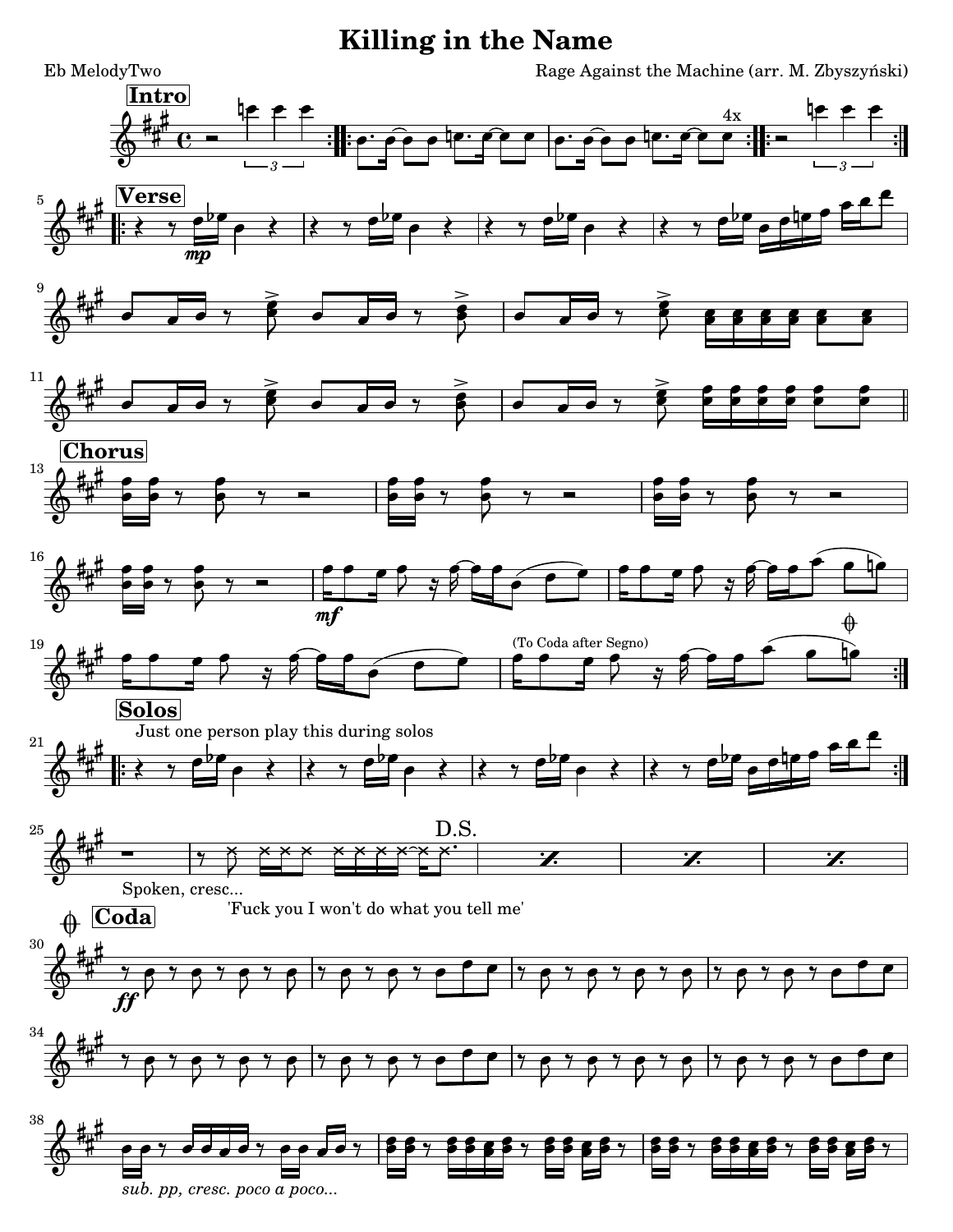# Killing in the Name

Eb MelodyTwo

Rage Against the Machine (arr. M. Zbyszyński)

**Intro**

4x

**Verse**

*mp*

**Chorus**

*mf*

(To Coda after Segno)

**Solos**

Just one person play this during solos

Spoken, cresc...

'Fuck you I won't do what you tell me'

D.S.

**Coda**

*ff*

*sub. pp, cresc. poco a poco...*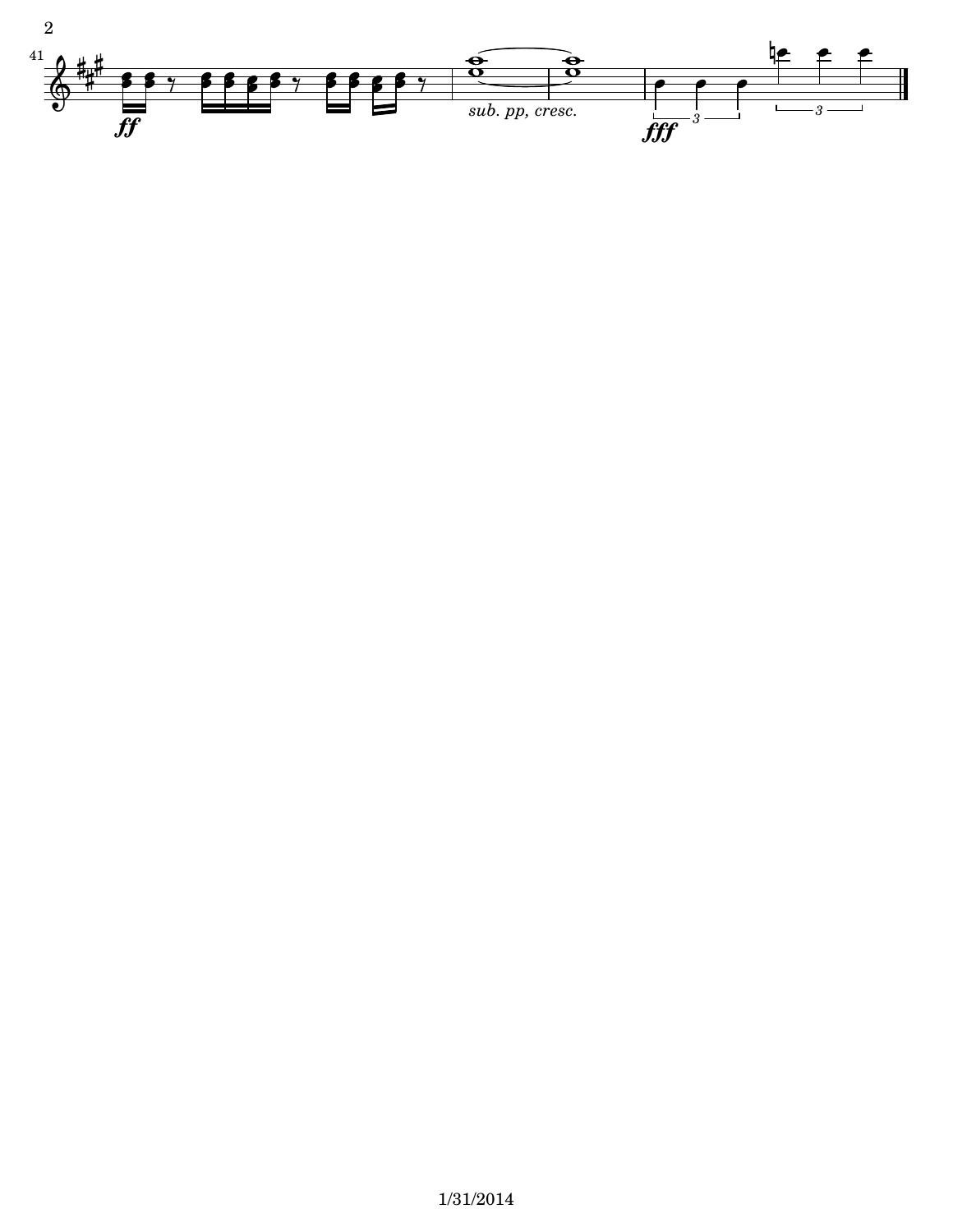*sub. pp, cresc.*

1/31/2014